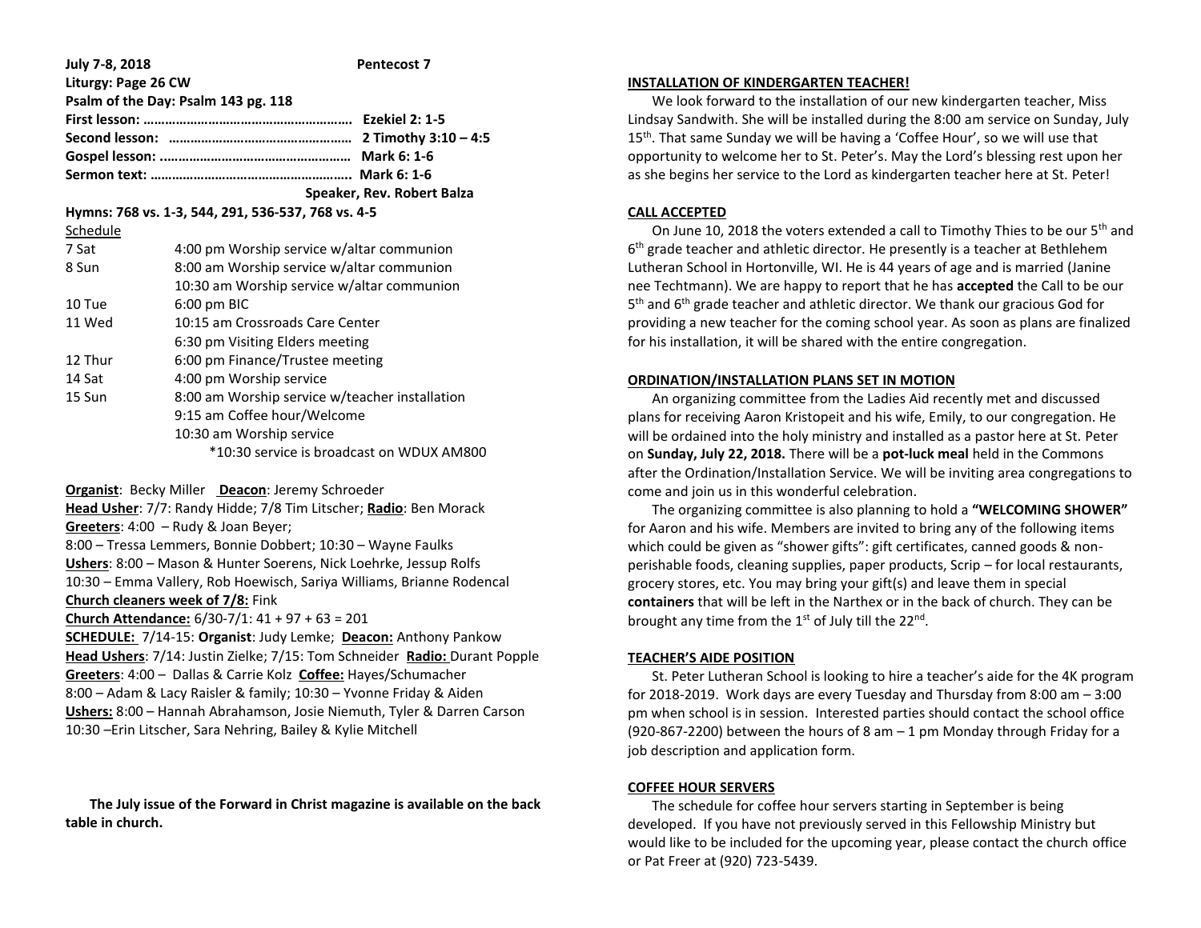**July 7-8, 2018** **Pentecost 7**

**Liturgy: Page 26 CW**

**Psalm of the Day: Psalm 143 pg. 118**

**First lesson: …………………………………………………. Ezekiel 2: 1-5**

**Second lesson: …………………………………………… 2 Timothy 3:10 – 4:5**

**Gospel lesson: ...…………………………………………… Mark 6: 1-6**

**Sermon text: ………………………………………………. Mark 6: 1-6**

**Speaker, Rev. Robert Balza**

**Hymns: 768 vs. 1-3, 544, 291, 536-537, 768 vs. 4-5**

Schedule

| | |
|---|---|
| 7 Sat | 4:00 pm Worship service w/altar communion |
| 8 Sun | 8:00 am Worship service w/altar communion |
| | 10:30 am Worship service w/altar communion |
| 10 Tue | 6:00 pm BIC |
| 11 Wed | 10:15 am Crossroads Care Center |
| | 6:30 pm Visiting Elders meeting |
| 12 Thur | 6:00 pm Finance/Trustee meeting |
| 14 Sat | 4:00 pm Worship service |
| 15 Sun | 8:00 am Worship service w/teacher installation |
| | 9:15 am Coffee hour/Welcome |
| | 10:30 am Worship service |
| | *10:30 service is broadcast on WDUX AM800 |

**Organist**: Becky Miller **Deacon**: Jeremy Schroeder

**Head Usher**: 7/7: Randy Hidde; 7/8 Tim Litscher; **Radio**: Ben Morack

**Greeters**: 4:00 – Rudy & Joan Beyer;

8:00 – Tressa Lemmers, Bonnie Dobbert; 10:30 – Wayne Faulks

**Ushers**: 8:00 – Mason & Hunter Soerens, Nick Loehrke, Jessup Rolfs

10:30 – Emma Vallery, Rob Hoewisch, Sariya Williams, Brianne Rodencal

**Church cleaners week of 7/8:** Fink

**Church Attendance:** 6/30-7/1: 41 + 97 + 63 = 201

**SCHEDULE:** 7/14-15: **Organist**: Judy Lemke; **Deacon:** Anthony Pankow

**Head Ushers**: 7/14: Justin Zielke; 7/15: Tom Schneider **Radio:** Durant Popple

**Greeters**: 4:00 – Dallas & Carrie Kolz **Coffee:** Hayes/Schumacher

8:00 – Adam & Lacy Raisler & family; 10:30 – Yvonne Friday & Aiden

**Ushers:** 8:00 – Hannah Abrahamson, Josie Niemuth, Tyler & Darren Carson

10:30 –Erin Litscher, Sara Nehring, Bailey & Kylie Mitchell

**The July issue of the Forward in Christ magazine is available on the back table in church.**

## INSTALLATION OF KINDERGARTEN TEACHER!

We look forward to the installation of our new kindergarten teacher, Miss Lindsay Sandwith. She will be installed during the 8:00 am service on Sunday, July 15th. That same Sunday we will be having a 'Coffee Hour', so we will use that opportunity to welcome her to St. Peter's. May the Lord's blessing rest upon her as she begins her service to the Lord as kindergarten teacher here at St. Peter!

## CALL ACCEPTED

On June 10, 2018 the voters extended a call to Timothy Thies to be our 5th and 6th grade teacher and athletic director. He presently is a teacher at Bethlehem Lutheran School in Hortonville, WI. He is 44 years of age and is married (Janine nee Techtmann). We are happy to report that he has **accepted** the Call to be our 5th and 6th grade teacher and athletic director. We thank our gracious God for providing a new teacher for the coming school year. As soon as plans are finalized for his installation, it will be shared with the entire congregation.

## ORDINATION/INSTALLATION PLANS SET IN MOTION

An organizing committee from the Ladies Aid recently met and discussed plans for receiving Aaron Kristopeit and his wife, Emily, to our congregation. He will be ordained into the holy ministry and installed as a pastor here at St. Peter on **Sunday, July 22, 2018.** There will be a **pot-luck meal** held in the Commons after the Ordination/Installation Service. We will be inviting area congregations to come and join us in this wonderful celebration.

The organizing committee is also planning to hold a **"WELCOMING SHOWER"** for Aaron and his wife. Members are invited to bring any of the following items which could be given as "shower gifts": gift certificates, canned goods & non-perishable foods, cleaning supplies, paper products, Scrip – for local restaurants, grocery stores, etc. You may bring your gift(s) and leave them in special **containers** that will be left in the Narthex or in the back of church. They can be brought any time from the 1st of July till the 22nd.

## TEACHER'S AIDE POSITION

St. Peter Lutheran School is looking to hire a teacher's aide for the 4K program for 2018-2019. Work days are every Tuesday and Thursday from 8:00 am – 3:00 pm when school is in session. Interested parties should contact the school office (920-867-2200) between the hours of 8 am – 1 pm Monday through Friday for a job description and application form.

## COFFEE HOUR SERVERS

The schedule for coffee hour servers starting in September is being developed. If you have not previously served in this Fellowship Ministry but would like to be included for the upcoming year, please contact the church office or Pat Freer at (920) 723-5439.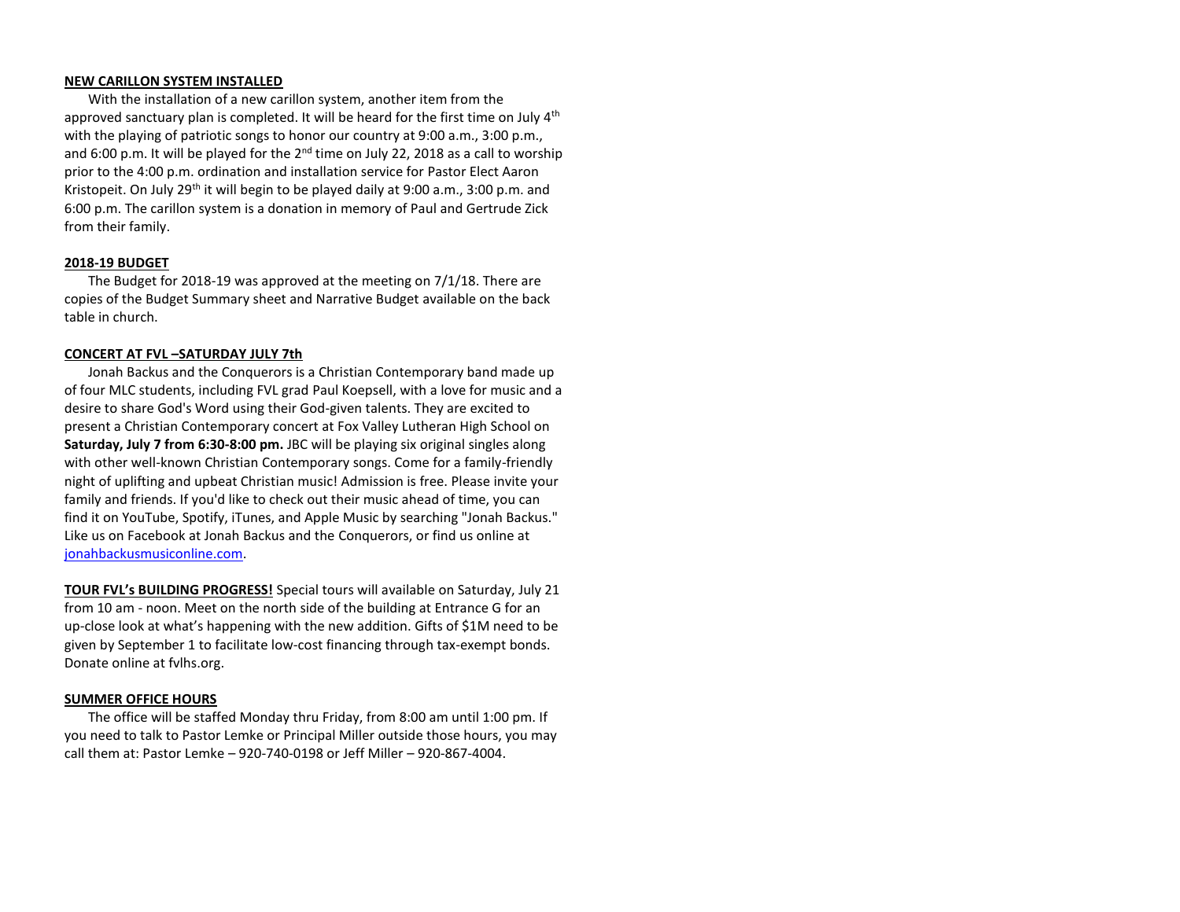**NEW CARILLON SYSTEM INSTALLED**

With the installation of a new carillon system, another item from the approved sanctuary plan is completed. It will be heard for the first time on July 4th with the playing of patriotic songs to honor our country at 9:00 a.m., 3:00 p.m., and 6:00 p.m. It will be played for the 2nd time on July 22, 2018 as a call to worship prior to the 4:00 p.m. ordination and installation service for Pastor Elect Aaron Kristopeit. On July 29th it will begin to be played daily at 9:00 a.m., 3:00 p.m. and 6:00 p.m. The carillon system is a donation in memory of Paul and Gertrude Zick from their family.

**2018-19 BUDGET**

The Budget for 2018-19 was approved at the meeting on 7/1/18. There are copies of the Budget Summary sheet and Narrative Budget available on the back table in church.

**CONCERT AT FVL –SATURDAY JULY 7th**

Jonah Backus and the Conquerors is a Christian Contemporary band made up of four MLC students, including FVL grad Paul Koepsell, with a love for music and a desire to share God's Word using their God-given talents. They are excited to present a Christian Contemporary concert at Fox Valley Lutheran High School on **Saturday, July 7 from 6:30-8:00 pm.** JBC will be playing six original singles along with other well-known Christian Contemporary songs. Come for a family-friendly night of uplifting and upbeat Christian music! Admission is free. Please invite your family and friends. If you'd like to check out their music ahead of time, you can find it on YouTube, Spotify, iTunes, and Apple Music by searching "Jonah Backus." Like us on Facebook at Jonah Backus and the Conquerors, or find us online at jonahbackusmusiconline.com.

**TOUR FVL's BUILDING PROGRESS!** Special tours will available on Saturday, July 21 from 10 am - noon. Meet on the north side of the building at Entrance G for an up-close look at what's happening with the new addition. Gifts of $1M need to be given by September 1 to facilitate low-cost financing through tax-exempt bonds. Donate online at fvlhs.org.

**SUMMER OFFICE HOURS**

The office will be staffed Monday thru Friday, from 8:00 am until 1:00 pm. If you need to talk to Pastor Lemke or Principal Miller outside those hours, you may call them at: Pastor Lemke – 920-740-0198 or Jeff Miller – 920-867-4004.